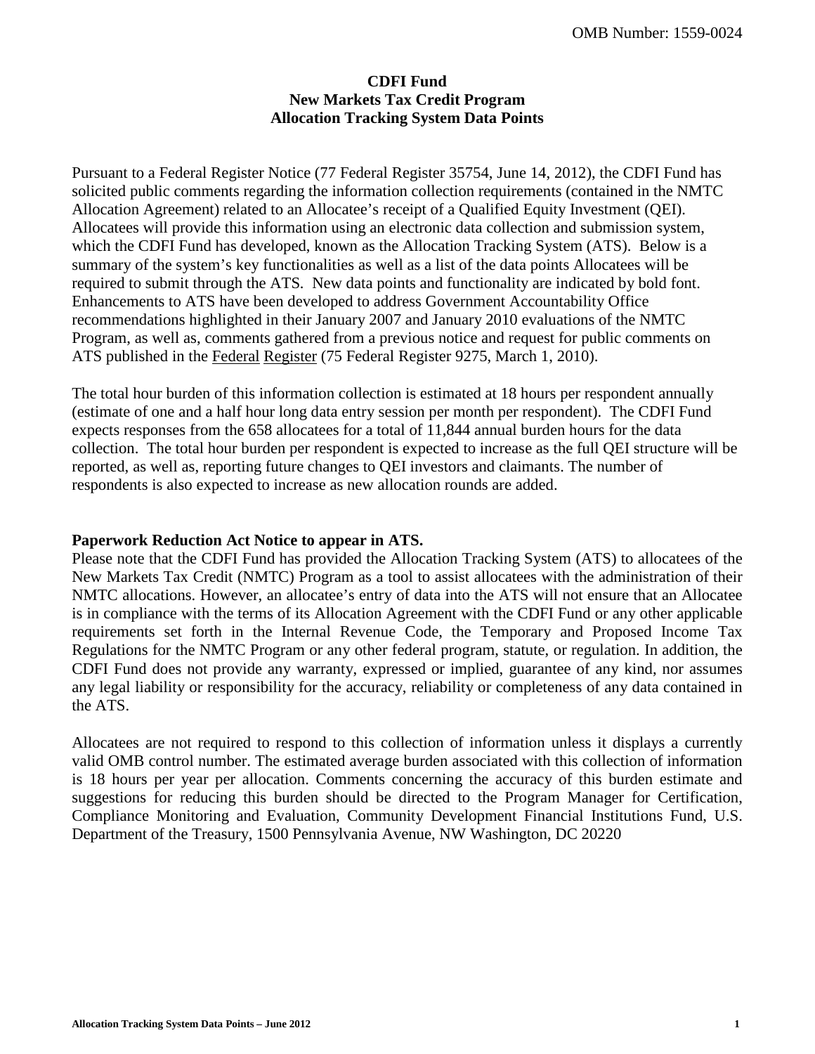OMB Number: 1559-0024

# CDFI Fund
# New Markets Tax Credit Program
# Allocation Tracking System Data Points

Pursuant to a Federal Register Notice (77 Federal Register 35754, June 14, 2012), the CDFI Fund has solicited public comments regarding the information collection requirements (contained in the NMTC Allocation Agreement) related to an Allocatee's receipt of a Qualified Equity Investment (QEI). Allocatees will provide this information using an electronic data collection and submission system, which the CDFI Fund has developed, known as the Allocation Tracking System (ATS). Below is a summary of the system's key functionalities as well as a list of the data points Allocatees will be required to submit through the ATS. New data points and functionality are indicated by bold font. Enhancements to ATS have been developed to address Government Accountability Office recommendations highlighted in their January 2007 and January 2010 evaluations of the NMTC Program, as well as, comments gathered from a previous notice and request for public comments on ATS published in the Federal Register (75 Federal Register 9275, March 1, 2010).

The total hour burden of this information collection is estimated at 18 hours per respondent annually (estimate of one and a half hour long data entry session per month per respondent). The CDFI Fund expects responses from the 658 allocatees for a total of 11,844 annual burden hours for the data collection. The total hour burden per respondent is expected to increase as the full QEI structure will be reported, as well as, reporting future changes to QEI investors and claimants. The number of respondents is also expected to increase as new allocation rounds are added.

**Paperwork Reduction Act Notice to appear in ATS.**

Please note that the CDFI Fund has provided the Allocation Tracking System (ATS) to allocatees of the New Markets Tax Credit (NMTC) Program as a tool to assist allocatees with the administration of their NMTC allocations. However, an allocatee's entry of data into the ATS will not ensure that an Allocatee is in compliance with the terms of its Allocation Agreement with the CDFI Fund or any other applicable requirements set forth in the Internal Revenue Code, the Temporary and Proposed Income Tax Regulations for the NMTC Program or any other federal program, statute, or regulation. In addition, the CDFI Fund does not provide any warranty, expressed or implied, guarantee of any kind, nor assumes any legal liability or responsibility for the accuracy, reliability or completeness of any data contained in the ATS.

Allocatees are not required to respond to this collection of information unless it displays a currently valid OMB control number. The estimated average burden associated with this collection of information is 18 hours per year per allocation. Comments concerning the accuracy of this burden estimate and suggestions for reducing this burden should be directed to the Program Manager for Certification, Compliance Monitoring and Evaluation, Community Development Financial Institutions Fund, U.S. Department of the Treasury, 1500 Pennsylvania Avenue, NW Washington, DC 20220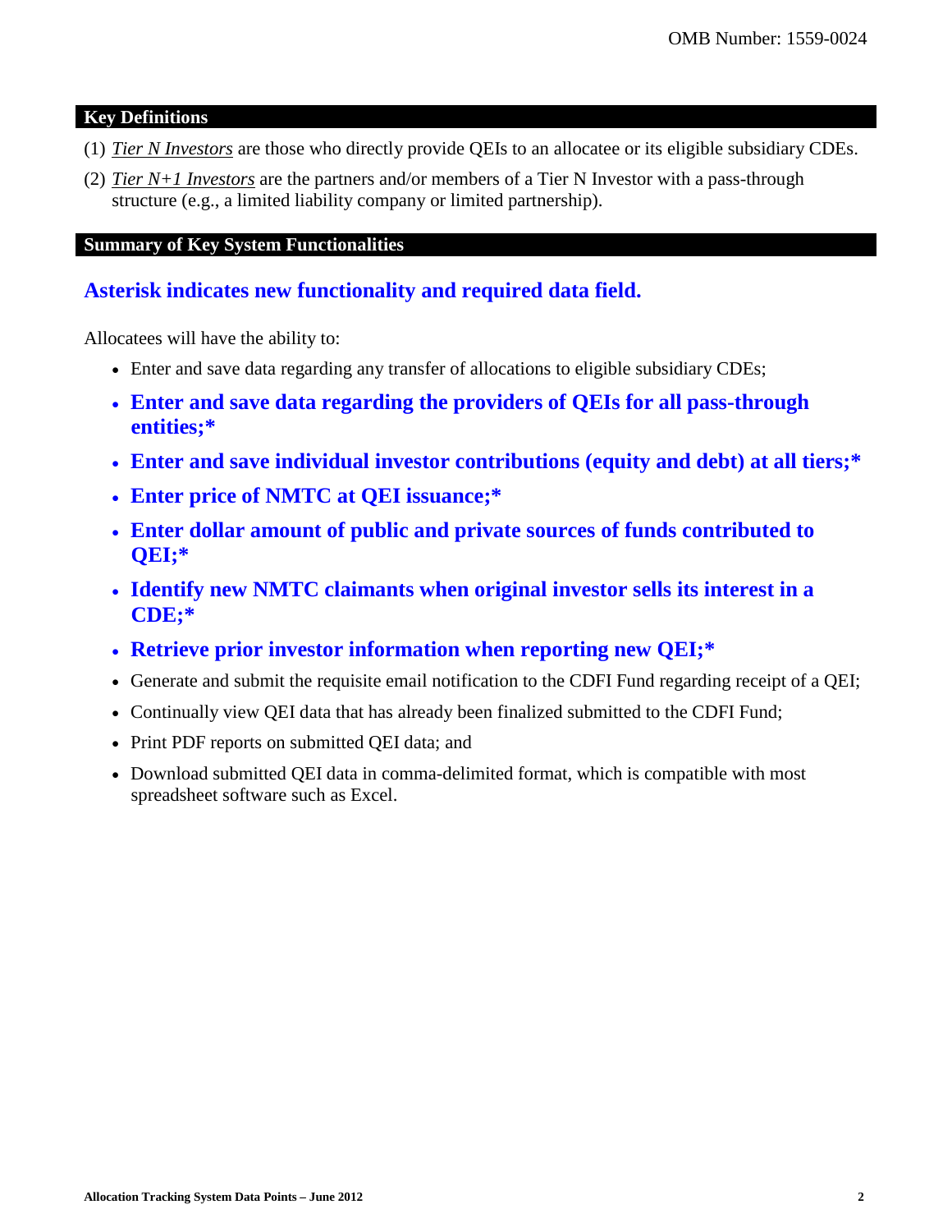## Key Definitions

(1) *Tier N Investors* are those who directly provide QEIs to an allocatee or its eligible subsidiary CDEs.

(2) *Tier N+1 Investors* are the partners and/or members of a Tier N Investor with a pass-through structure (e.g., a limited liability company or limited partnership).

## Summary of Key System Functionalities

### Asterisk indicates new functionality and required data field.

Allocatees will have the ability to:

- Enter and save data regarding any transfer of allocations to eligible subsidiary CDEs;
- **Enter and save data regarding the providers of QEIs for all pass-through entities;***
- **Enter and save individual investor contributions (equity and debt) at all tiers;***
- **Enter price of NMTC at QEI issuance;***
- **Enter dollar amount of public and private sources of funds contributed to QEI;***
- **Identify new NMTC claimants when original investor sells its interest in a CDE;***
- **Retrieve prior investor information when reporting new QEI;***
- Generate and submit the requisite email notification to the CDFI Fund regarding receipt of a QEI;
- Continually view QEI data that has already been finalized submitted to the CDFI Fund;
- Print PDF reports on submitted QEI data; and
- Download submitted QEI data in comma-delimited format, which is compatible with most spreadsheet software such as Excel.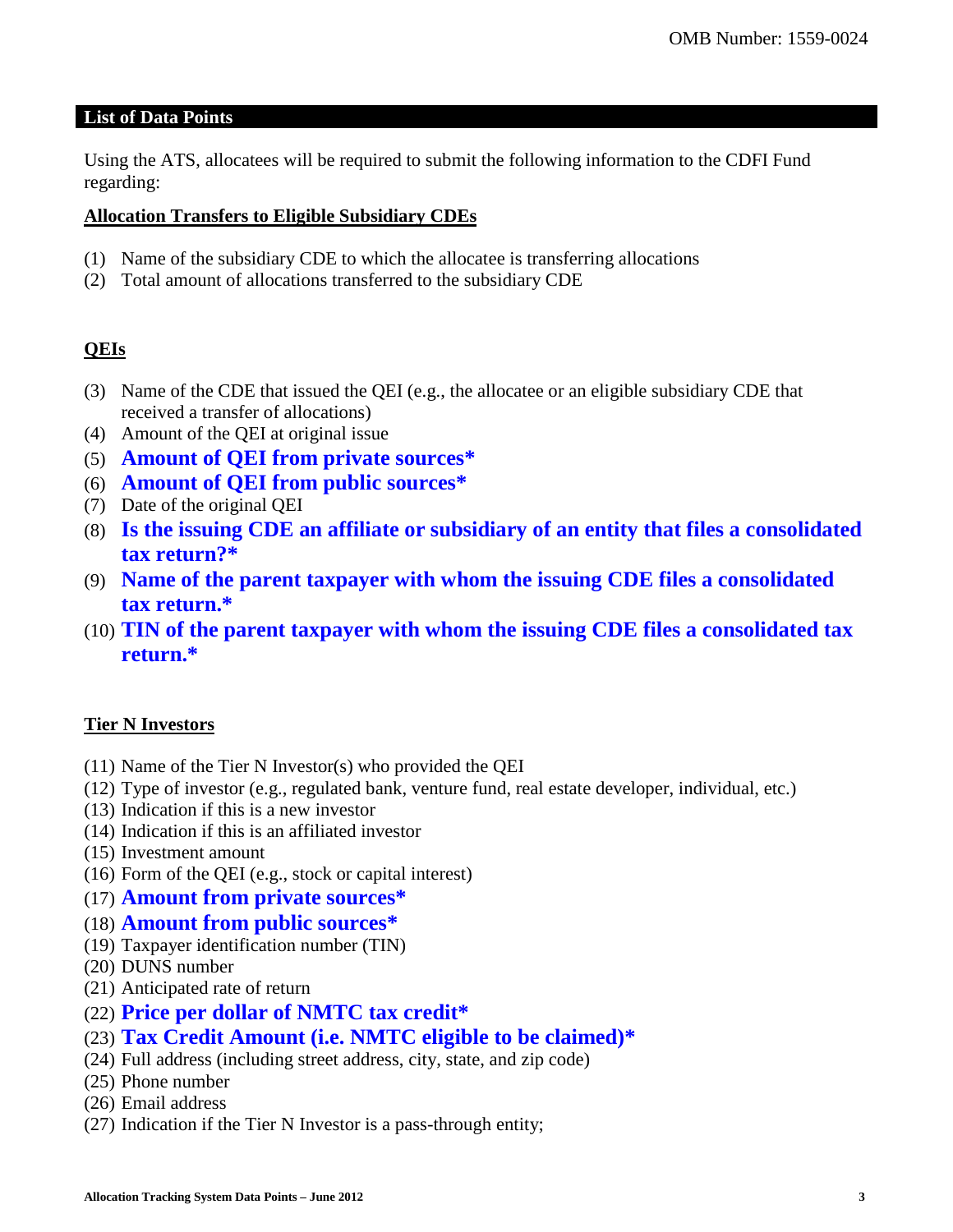OMB Number: 1559-0024

## List of Data Points

Using the ATS, allocatees will be required to submit the following information to the CDFI Fund regarding:

**Allocation Transfers to Eligible Subsidiary CDEs**

(1) Name of the subsidiary CDE to which the allocatee is transferring allocations
(2) Total amount of allocations transferred to the subsidiary CDE

**QEIs**

(3) Name of the CDE that issued the QEI (e.g., the allocatee or an eligible subsidiary CDE that received a transfer of allocations)
(4) Amount of the QEI at original issue
(5) **Amount of QEI from private sources***
(6) **Amount of QEI from public sources***
(7) Date of the original QEI
(8) **Is the issuing CDE an affiliate or subsidiary of an entity that files a consolidated tax return?***
(9) **Name of the parent taxpayer with whom the issuing CDE files a consolidated tax return.***
(10) **TIN of the parent taxpayer with whom the issuing CDE files a consolidated tax return.***

**Tier N Investors**

(11) Name of the Tier N Investor(s) who provided the QEI
(12) Type of investor (e.g., regulated bank, venture fund, real estate developer, individual, etc.)
(13) Indication if this is a new investor
(14) Indication if this is an affiliated investor
(15) Investment amount
(16) Form of the QEI (e.g., stock or capital interest)
(17) **Amount from private sources***
(18) **Amount from public sources***
(19) Taxpayer identification number (TIN)
(20) DUNS number
(21) Anticipated rate of return
(22) **Price per dollar of NMTC tax credit***
(23) **Tax Credit Amount (i.e. NMTC eligible to be claimed)***
(24) Full address (including street address, city, state, and zip code)
(25) Phone number
(26) Email address
(27) Indication if the Tier N Investor is a pass-through entity;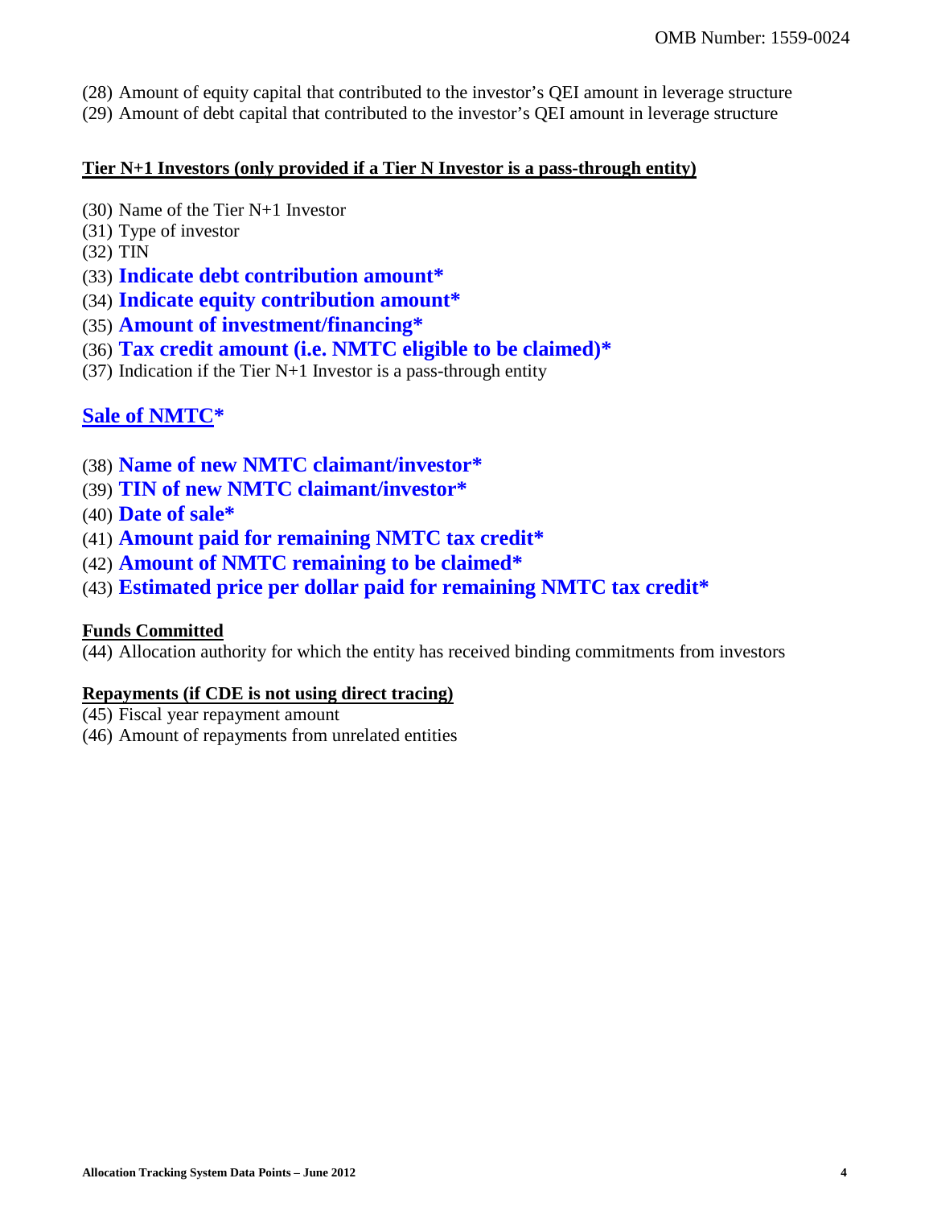(28) Amount of equity capital that contributed to the investor's QEI amount in leverage structure
(29) Amount of debt capital that contributed to the investor's QEI amount in leverage structure

**Tier N+1 Investors (only provided if a Tier N Investor is a pass-through entity)**

(30) Name of the Tier N+1 Investor
(31) Type of investor
(32) TIN
(33) **Indicate debt contribution amount***
(34) **Indicate equity contribution amount***
(35) **Amount of investment/financing***
(36) **Tax credit amount (i.e. NMTC eligible to be claimed)***
(37) Indication if the Tier N+1 Investor is a pass-through entity

## Sale of NMTC*

(38) **Name of new NMTC claimant/investor***
(39) **TIN of new NMTC claimant/investor***
(40) **Date of sale***
(41) **Amount paid for remaining NMTC tax credit***
(42) **Amount of NMTC remaining to be claimed***
(43) **Estimated price per dollar paid for remaining NMTC tax credit***

**Funds Committed**

(44) Allocation authority for which the entity has received binding commitments from investors

**Repayments (if CDE is not using direct tracing)**

(45) Fiscal year repayment amount
(46) Amount of repayments from unrelated entities